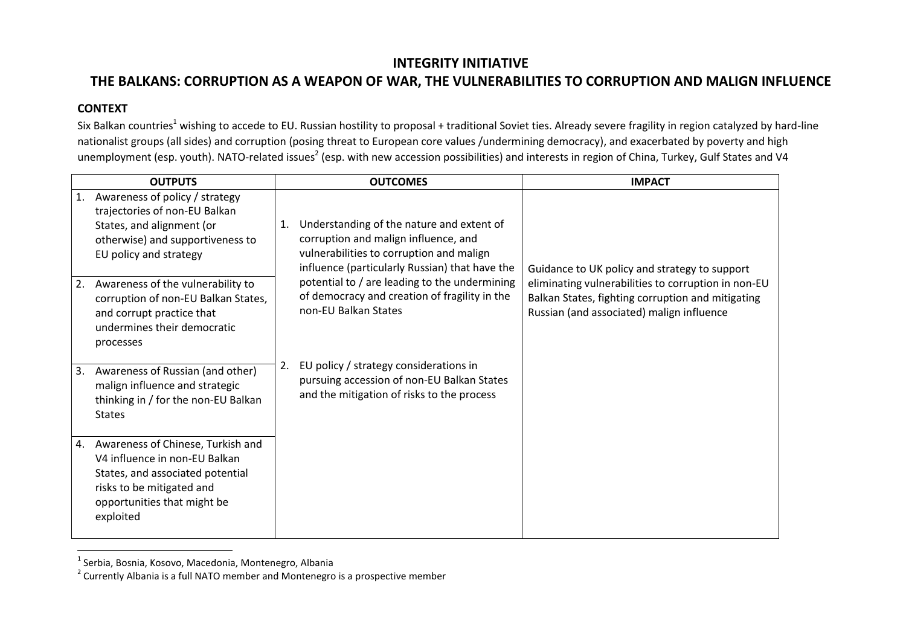# INTEGRITY INITIATIVE

## THE BALKANS: CORRUPTION AS A WEAPON OF WAR, THE VULNERABILITIES TO CORRUPTION AND MALIGN INFLUENCE

### CONTEXT

Six Balkan countries[1] wishing to accede to EU. Russian hostility to proposal + traditional Soviet ties. Already severe fragility in region catalyzed by hard-line nationalist groups (all sides) and corruption (posing threat to European core values /undermining democracy), and exacerbated by poverty and high unemployment (esp. youth). NATO-related issues[2] (esp. with new accession possibilities) and interests in region of China, Turkey, Gulf States and V4

| OUTPUTS | OUTCOMES | IMPACT |
|---|---|---|
| 1. Awareness of policy / strategy trajectories of non-EU Balkan States, and alignment (or otherwise) and supportiveness to EU policy and strategy | 1. Understanding of the nature and extent of corruption and malign influence, and vulnerabilities to corruption and malign influence (particularly Russian) that have the potential to / are leading to the undermining of democracy and creation of fragility in the non-EU Balkan States | Guidance to UK policy and strategy to support eliminating vulnerabilities to corruption in non-EU Balkan States, fighting corruption and mitigating Russian (and associated) malign influence |
| 2. Awareness of the vulnerability to corruption of non-EU Balkan States, and corrupt practice that undermines their democratic processes | | |
| 3. Awareness of Russian (and other) malign influence and strategic thinking in / for the non-EU Balkan States | 2. EU policy / strategy considerations in pursuing accession of non-EU Balkan States and the mitigation of risks to the process | |
| 4. Awareness of Chinese, Turkish and V4 influence in non-EU Balkan States, and associated potential risks to be mitigated and opportunities that might be exploited | | |

[1] Serbia, Bosnia, Kosovo, Macedonia, Montenegro, Albania

[2] Currently Albania is a full NATO member and Montenegro is a prospective member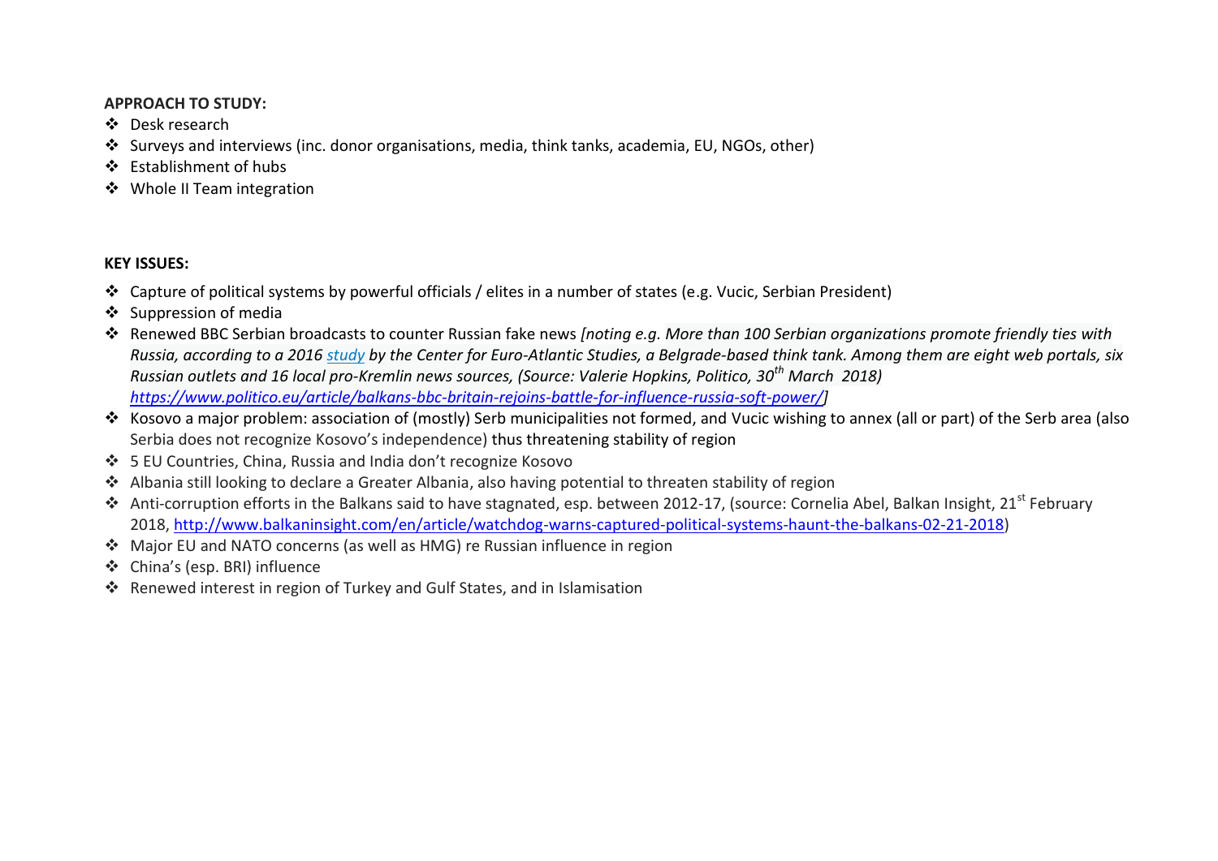**APPROACH TO STUDY:**

- Desk research
- Surveys and interviews (inc. donor organisations, media, think tanks, academia, EU, NGOs, other)
- Establishment of hubs
- Whole II Team integration

**KEY ISSUES:**

- Capture of political systems by powerful officials / elites in a number of states (e.g. Vucic, Serbian President)
- Suppression of media
- Renewed BBC Serbian broadcasts to counter Russian fake news *[noting e.g. More than 100 Serbian organizations promote friendly ties with Russia, according to a 2016 study by the Center for Euro-Atlantic Studies, a Belgrade-based think tank. Among them are eight web portals, six Russian outlets and 16 local pro-Kremlin news sources, (Source: Valerie Hopkins, Politico, 30th March 2018) https://www.politico.eu/article/balkans-bbc-britain-rejoins-battle-for-influence-russia-soft-power/]*
- Kosovo a major problem: association of (mostly) Serb municipalities not formed, and Vucic wishing to annex (all or part) of the Serb area (also Serbia does not recognize Kosovo's independence) thus threatening stability of region
- 5 EU Countries, China, Russia and India don't recognize Kosovo
- Albania still looking to declare a Greater Albania, also having potential to threaten stability of region
- Anti-corruption efforts in the Balkans said to have stagnated, esp. between 2012-17, (source: Cornelia Abel, Balkan Insight, 21st February 2018, http://www.balkaninsight.com/en/article/watchdog-warns-captured-political-systems-haunt-the-balkans-02-21-2018)
- Major EU and NATO concerns (as well as HMG) re Russian influence in region
- China's (esp. BRI) influence
- Renewed interest in region of Turkey and Gulf States, and in Islamisation